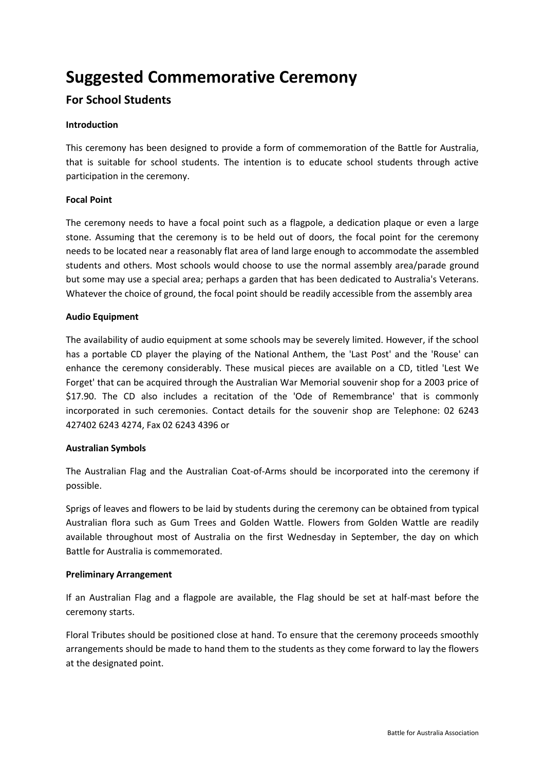# Suggested Commemorative Ceremony

## For School Students

**Introduction**

This ceremony has been designed to provide a form of commemoration of the Battle for Australia, that is suitable for school students. The intention is to educate school students through active participation in the ceremony.

**Focal Point**

The ceremony needs to have a focal point such as a flagpole, a dedication plaque or even a large stone. Assuming that the ceremony is to be held out of doors, the focal point for the ceremony needs to be located near a reasonably flat area of land large enough to accommodate the assembled students and others. Most schools would choose to use the normal assembly area/parade ground but some may use a special area; perhaps a garden that has been dedicated to Australia's Veterans. Whatever the choice of ground, the focal point should be readily accessible from the assembly area

**Audio Equipment**

The availability of audio equipment at some schools may be severely limited. However, if the school has a portable CD player the playing of the National Anthem, the 'Last Post' and the 'Rouse' can enhance the ceremony considerably. These musical pieces are available on a CD, titled 'Lest We Forget' that can be acquired through the Australian War Memorial souvenir shop for a 2003 price of $17.90. The CD also includes a recitation of the 'Ode of Remembrance' that is commonly incorporated in such ceremonies. Contact details for the souvenir shop are Telephone: 02 6243 427402 6243 4274, Fax 02 6243 4396 or

**Australian Symbols**

The Australian Flag and the Australian Coat-of-Arms should be incorporated into the ceremony if possible.

Sprigs of leaves and flowers to be laid by students during the ceremony can be obtained from typical Australian flora such as Gum Trees and Golden Wattle. Flowers from Golden Wattle are readily available throughout most of Australia on the first Wednesday in September, the day on which Battle for Australia is commemorated.

**Preliminary Arrangement**

If an Australian Flag and a flagpole are available, the Flag should be set at half-mast before the ceremony starts.

Floral Tributes should be positioned close at hand. To ensure that the ceremony proceeds smoothly arrangements should be made to hand them to the students as they come forward to lay the flowers at the designated point.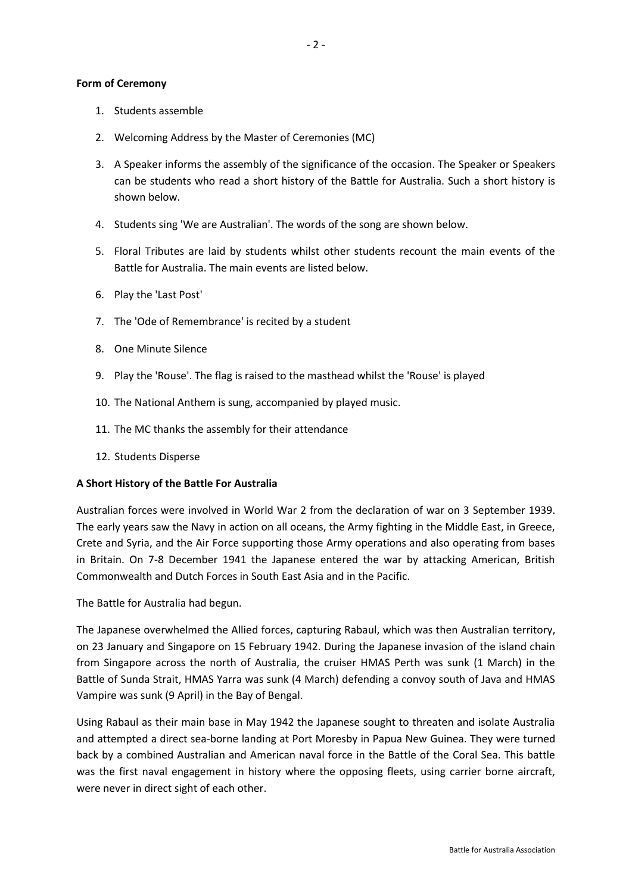**Form of Ceremony**

1. Students assemble
2. Welcoming Address by the Master of Ceremonies (MC)
3. A Speaker informs the assembly of the significance of the occasion. The Speaker or Speakers can be students who read a short history of the Battle for Australia. Such a short history is shown below.
4. Students sing 'We are Australian'. The words of the song are shown below.
5. Floral Tributes are laid by students whilst other students recount the main events of the Battle for Australia. The main events are listed below.
6. Play the 'Last Post'
7. The 'Ode of Remembrance' is recited by a student
8. One Minute Silence
9. Play the 'Rouse'. The flag is raised to the masthead whilst the 'Rouse' is played
10. The National Anthem is sung, accompanied by played music.
11. The MC thanks the assembly for their attendance
12. Students Disperse

**A Short History of the Battle For Australia**

Australian forces were involved in World War 2 from the declaration of war on 3 September 1939. The early years saw the Navy in action on all oceans, the Army fighting in the Middle East, in Greece, Crete and Syria, and the Air Force supporting those Army operations and also operating from bases in Britain. On 7-8 December 1941 the Japanese entered the war by attacking American, British Commonwealth and Dutch Forces in South East Asia and in the Pacific.

The Battle for Australia had begun.

The Japanese overwhelmed the Allied forces, capturing Rabaul, which was then Australian territory, on 23 January and Singapore on 15 February 1942. During the Japanese invasion of the island chain from Singapore across the north of Australia, the cruiser HMAS Perth was sunk (1 March) in the Battle of Sunda Strait, HMAS Yarra was sunk (4 March) defending a convoy south of Java and HMAS Vampire was sunk (9 April) in the Bay of Bengal.

Using Rabaul as their main base in May 1942 the Japanese sought to threaten and isolate Australia and attempted a direct sea-borne landing at Port Moresby in Papua New Guinea. They were turned back by a combined Australian and American naval force in the Battle of the Coral Sea. This battle was the first naval engagement in history where the opposing fleets, using carrier borne aircraft, were never in direct sight of each other.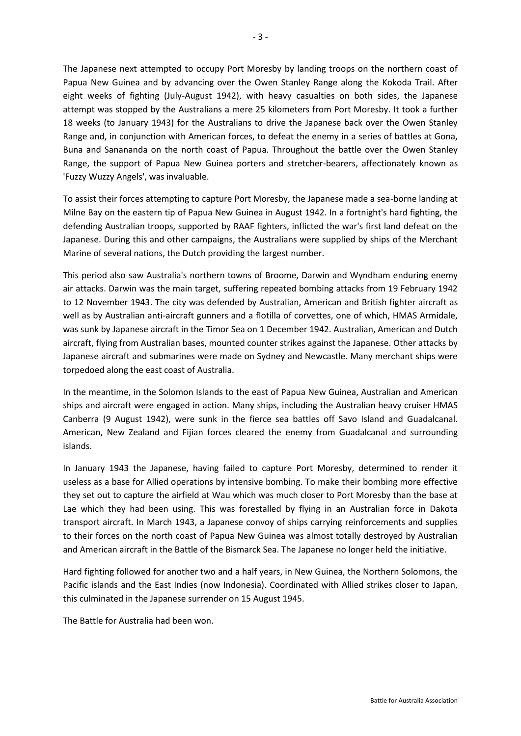The Japanese next attempted to occupy Port Moresby by landing troops on the northern coast of Papua New Guinea and by advancing over the Owen Stanley Range along the Kokoda Trail. After eight weeks of fighting (July-August 1942), with heavy casualties on both sides, the Japanese attempt was stopped by the Australians a mere 25 kilometers from Port Moresby. It took a further 18 weeks (to January 1943) for the Australians to drive the Japanese back over the Owen Stanley Range and, in conjunction with American forces, to defeat the enemy in a series of battles at Gona, Buna and Sanananda on the north coast of Papua. Throughout the battle over the Owen Stanley Range, the support of Papua New Guinea porters and stretcher-bearers, affectionately known as 'Fuzzy Wuzzy Angels', was invaluable.

To assist their forces attempting to capture Port Moresby, the Japanese made a sea-borne landing at Milne Bay on the eastern tip of Papua New Guinea in August 1942. In a fortnight's hard fighting, the defending Australian troops, supported by RAAF fighters, inflicted the war's first land defeat on the Japanese. During this and other campaigns, the Australians were supplied by ships of the Merchant Marine of several nations, the Dutch providing the largest number.

This period also saw Australia's northern towns of Broome, Darwin and Wyndham enduring enemy air attacks. Darwin was the main target, suffering repeated bombing attacks from 19 February 1942 to 12 November 1943. The city was defended by Australian, American and British fighter aircraft as well as by Australian anti-aircraft gunners and a flotilla of corvettes, one of which, HMAS Armidale, was sunk by Japanese aircraft in the Timor Sea on 1 December 1942. Australian, American and Dutch aircraft, flying from Australian bases, mounted counter strikes against the Japanese. Other attacks by Japanese aircraft and submarines were made on Sydney and Newcastle. Many merchant ships were torpedoed along the east coast of Australia.

In the meantime, in the Solomon Islands to the east of Papua New Guinea, Australian and American ships and aircraft were engaged in action. Many ships, including the Australian heavy cruiser HMAS Canberra (9 August 1942), were sunk in the fierce sea battles off Savo Island and Guadalcanal. American, New Zealand and Fijian forces cleared the enemy from Guadalcanal and surrounding islands.

In January 1943 the Japanese, having failed to capture Port Moresby, determined to render it useless as a base for Allied operations by intensive bombing. To make their bombing more effective they set out to capture the airfield at Wau which was much closer to Port Moresby than the base at Lae which they had been using. This was forestalled by flying in an Australian force in Dakota transport aircraft. In March 1943, a Japanese convoy of ships carrying reinforcements and supplies to their forces on the north coast of Papua New Guinea was almost totally destroyed by Australian and American aircraft in the Battle of the Bismarck Sea. The Japanese no longer held the initiative.

Hard fighting followed for another two and a half years, in New Guinea, the Northern Solomons, the Pacific islands and the East Indies (now Indonesia). Coordinated with Allied strikes closer to Japan, this culminated in the Japanese surrender on 15 August 1945.

The Battle for Australia had been won.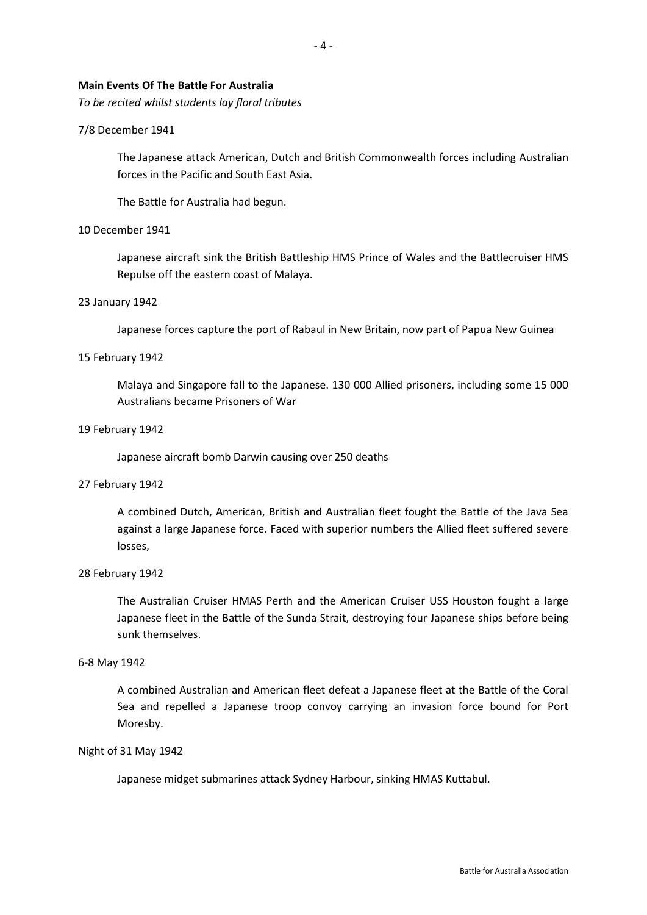**Main Events Of The Battle For Australia**

*To be recited whilst students lay floral tributes*

7/8 December 1941

The Japanese attack American, Dutch and British Commonwealth forces including Australian forces in the Pacific and South East Asia.

The Battle for Australia had begun.

10 December 1941

Japanese aircraft sink the British Battleship HMS Prince of Wales and the Battlecruiser HMS Repulse off the eastern coast of Malaya.

23 January 1942

Japanese forces capture the port of Rabaul in New Britain, now part of Papua New Guinea

15 February 1942

Malaya and Singapore fall to the Japanese. 130 000 Allied prisoners, including some 15 000 Australians became Prisoners of War

19 February 1942

Japanese aircraft bomb Darwin causing over 250 deaths

27 February 1942

A combined Dutch, American, British and Australian fleet fought the Battle of the Java Sea against a large Japanese force. Faced with superior numbers the Allied fleet suffered severe losses,

28 February 1942

The Australian Cruiser HMAS Perth and the American Cruiser USS Houston fought a large Japanese fleet in the Battle of the Sunda Strait, destroying four Japanese ships before being sunk themselves.

6-8 May 1942

A combined Australian and American fleet defeat a Japanese fleet at the Battle of the Coral Sea and repelled a Japanese troop convoy carrying an invasion force bound for Port Moresby.

Night of 31 May 1942

Japanese midget submarines attack Sydney Harbour, sinking HMAS Kuttabul.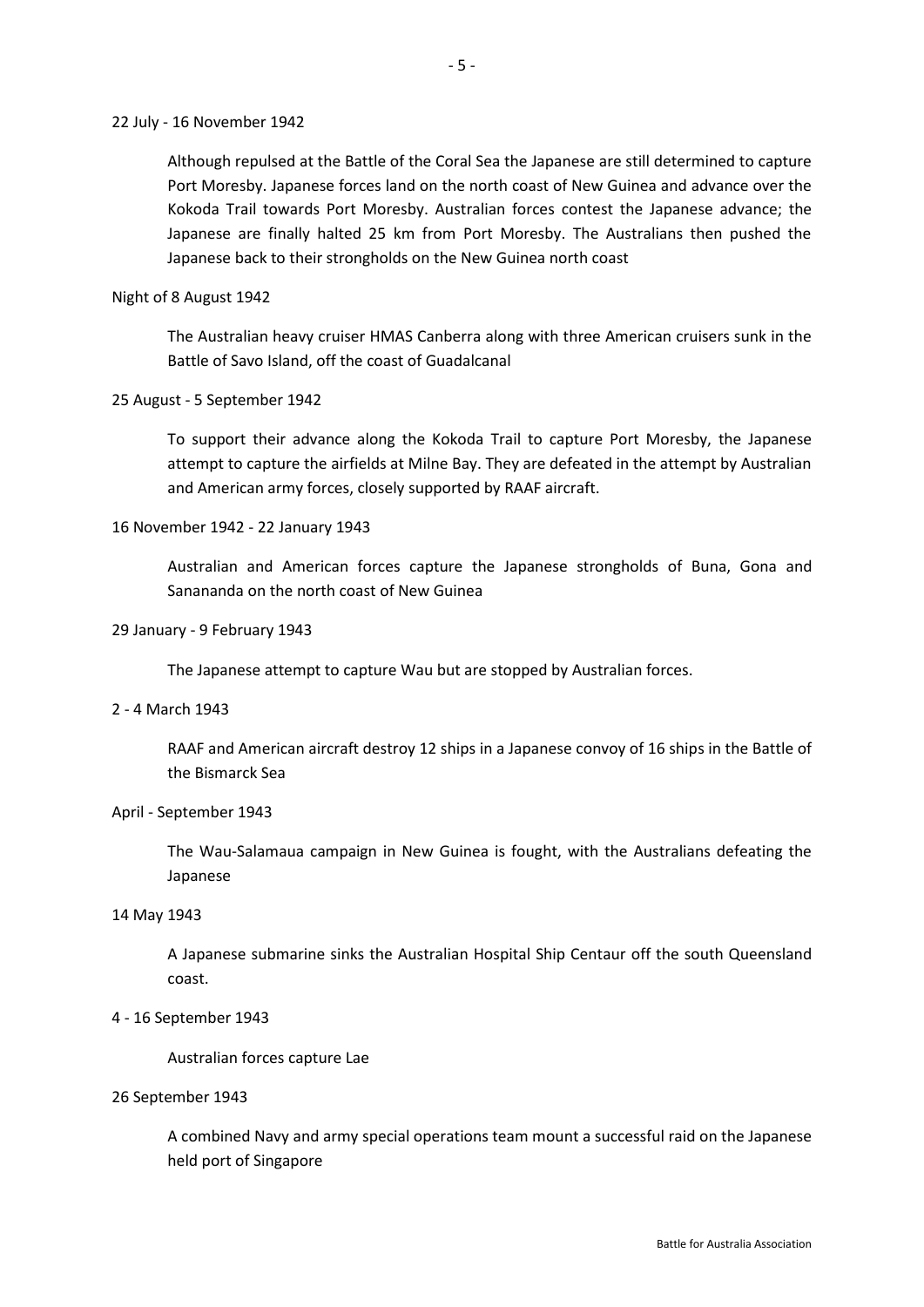22 July - 16 November 1942

Although repulsed at the Battle of the Coral Sea the Japanese are still determined to capture Port Moresby. Japanese forces land on the north coast of New Guinea and advance over the Kokoda Trail towards Port Moresby. Australian forces contest the Japanese advance; the Japanese are finally halted 25 km from Port Moresby. The Australians then pushed the Japanese back to their strongholds on the New Guinea north coast

Night of 8 August 1942

The Australian heavy cruiser HMAS Canberra along with three American cruisers sunk in the Battle of Savo Island, off the coast of Guadalcanal

25 August - 5 September 1942

To support their advance along the Kokoda Trail to capture Port Moresby, the Japanese attempt to capture the airfields at Milne Bay. They are defeated in the attempt by Australian and American army forces, closely supported by RAAF aircraft.

16 November 1942 - 22 January 1943

Australian and American forces capture the Japanese strongholds of Buna, Gona and Sananda on the north coast of New Guinea

29 January - 9 February 1943

The Japanese attempt to capture Wau but are stopped by Australian forces.

2 - 4 March 1943

RAAF and American aircraft destroy 12 ships in a Japanese convoy of 16 ships in the Battle of the Bismarck Sea

April - September 1943

The Wau-Salamaua campaign in New Guinea is fought, with the Australians defeating the Japanese

14 May 1943

A Japanese submarine sinks the Australian Hospital Ship Centaur off the south Queensland coast.

4 - 16 September 1943

Australian forces capture Lae

26 September 1943

A combined Navy and army special operations team mount a successful raid on the Japanese held port of Singapore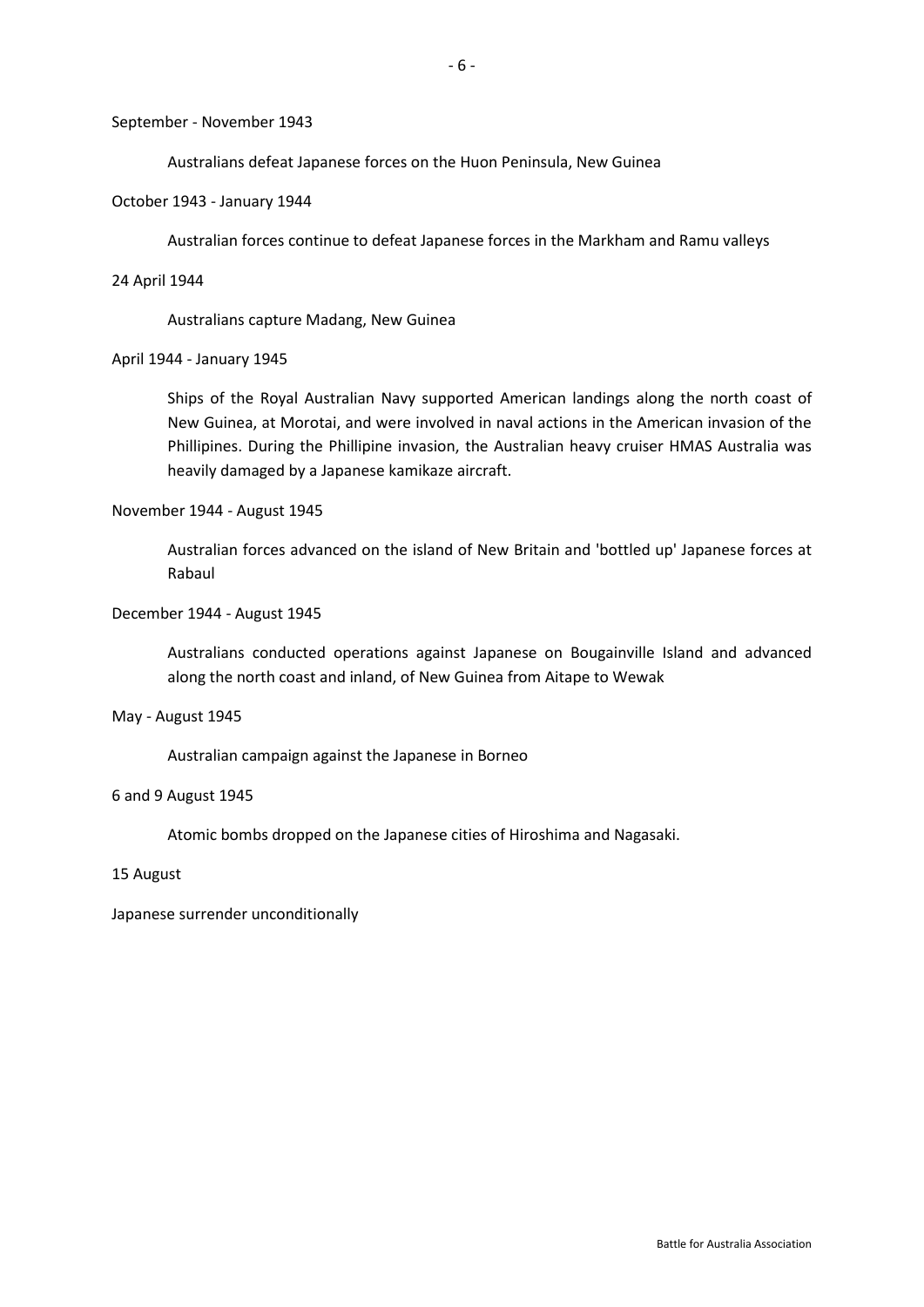September - November 1943

Australians defeat Japanese forces on the Huon Peninsula, New Guinea

October 1943 - January 1944

Australian forces continue to defeat Japanese forces in the Markham and Ramu valleys

24 April 1944

Australians capture Madang, New Guinea

April 1944 - January 1945

Ships of the Royal Australian Navy supported American landings along the north coast of New Guinea, at Morotai, and were involved in naval actions in the American invasion of the Phillipines. During the Phillipine invasion, the Australian heavy cruiser HMAS Australia was heavily damaged by a Japanese kamikaze aircraft.

November 1944 - August 1945

Australian forces advanced on the island of New Britain and 'bottled up' Japanese forces at Rabaul

December 1944 - August 1945

Australians conducted operations against Japanese on Bougainville Island and advanced along the north coast and inland, of New Guinea from Aitape to Wewak

May - August 1945

Australian campaign against the Japanese in Borneo

6 and 9 August 1945

Atomic bombs dropped on the Japanese cities of Hiroshima and Nagasaki.

15 August

Japanese surrender unconditionally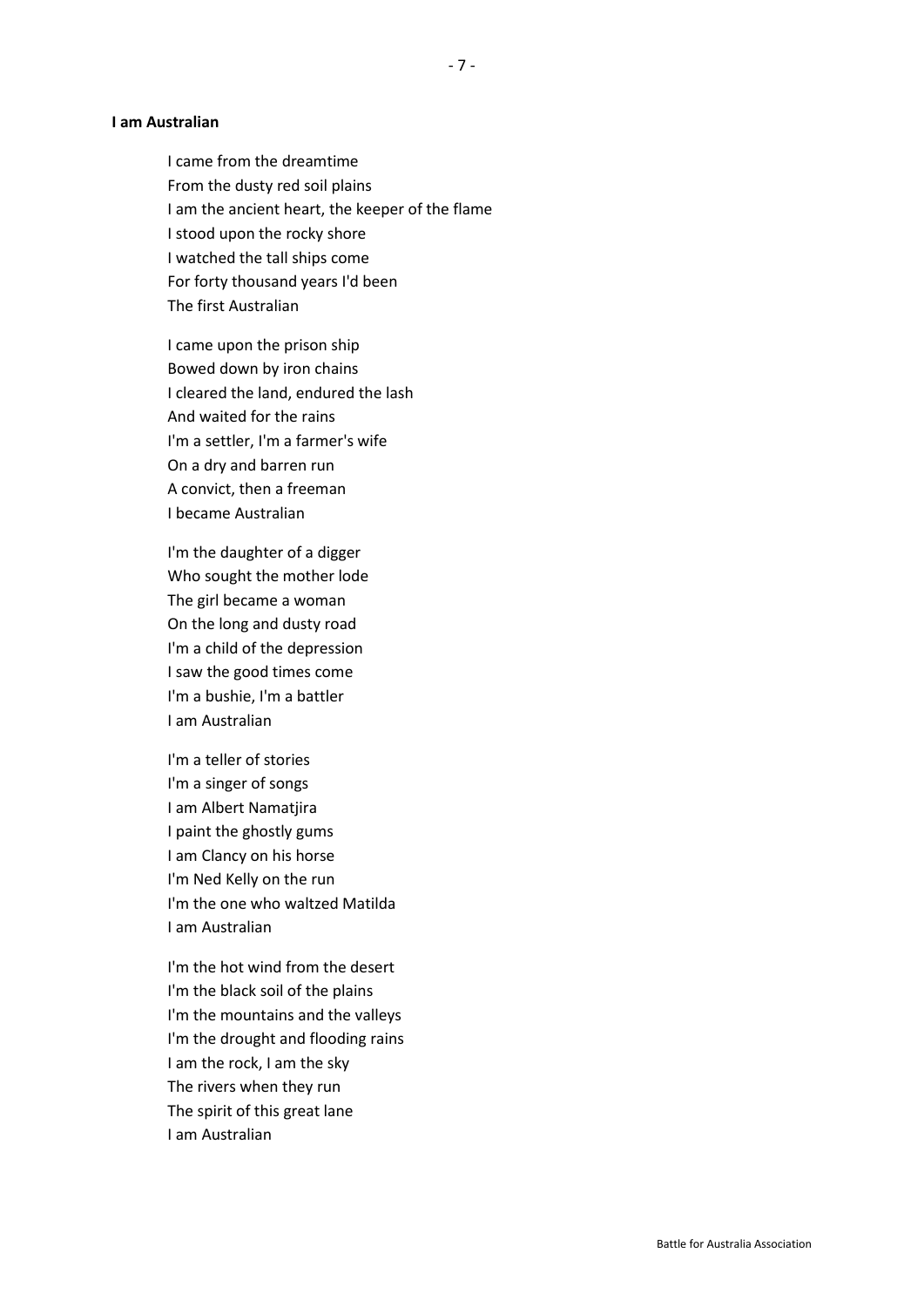**I am Australian**

I came from the dreamtime
From the dusty red soil plains
I am the ancient heart, the keeper of the flame
I stood upon the rocky shore
I watched the tall ships come
For forty thousand years I'd been
The first Australian

I came upon the prison ship
Bowed down by iron chains
I cleared the land, endured the lash
And waited for the rains
I'm a settler, I'm a farmer's wife
On a dry and barren run
A convict, then a freeman
I became Australian

I'm the daughter of a digger
Who sought the mother lode
The girl became a woman
On the long and dusty road
I'm a child of the depression
I saw the good times come
I'm a bushie, I'm a battler
I am Australian

I'm a teller of stories
I'm a singer of songs
I am Albert Namatjira
I paint the ghostly gums
I am Clancy on his horse
I'm Ned Kelly on the run
I'm the one who waltzed Matilda
I am Australian

I'm the hot wind from the desert
I'm the black soil of the plains
I'm the mountains and the valleys
I'm the drought and flooding rains
I am the rock, I am the sky
The rivers when they run
The spirit of this great lane
I am Australian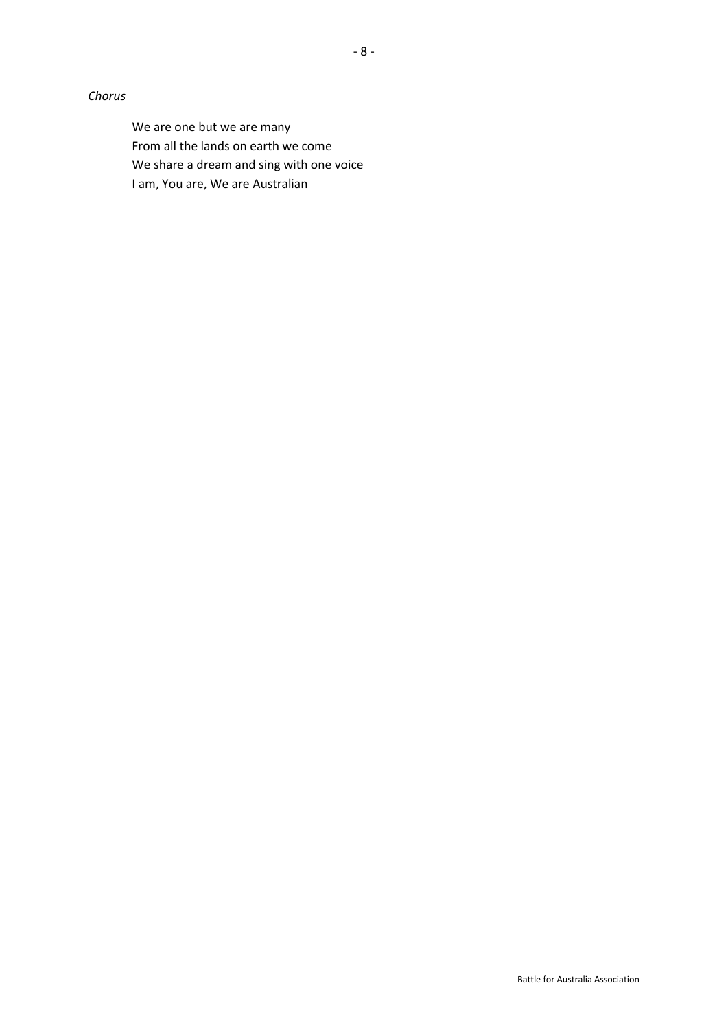*Chorus*

We are one but we are many
From all the lands on earth we come
We share a dream and sing with one voice
I am, You are, We are Australian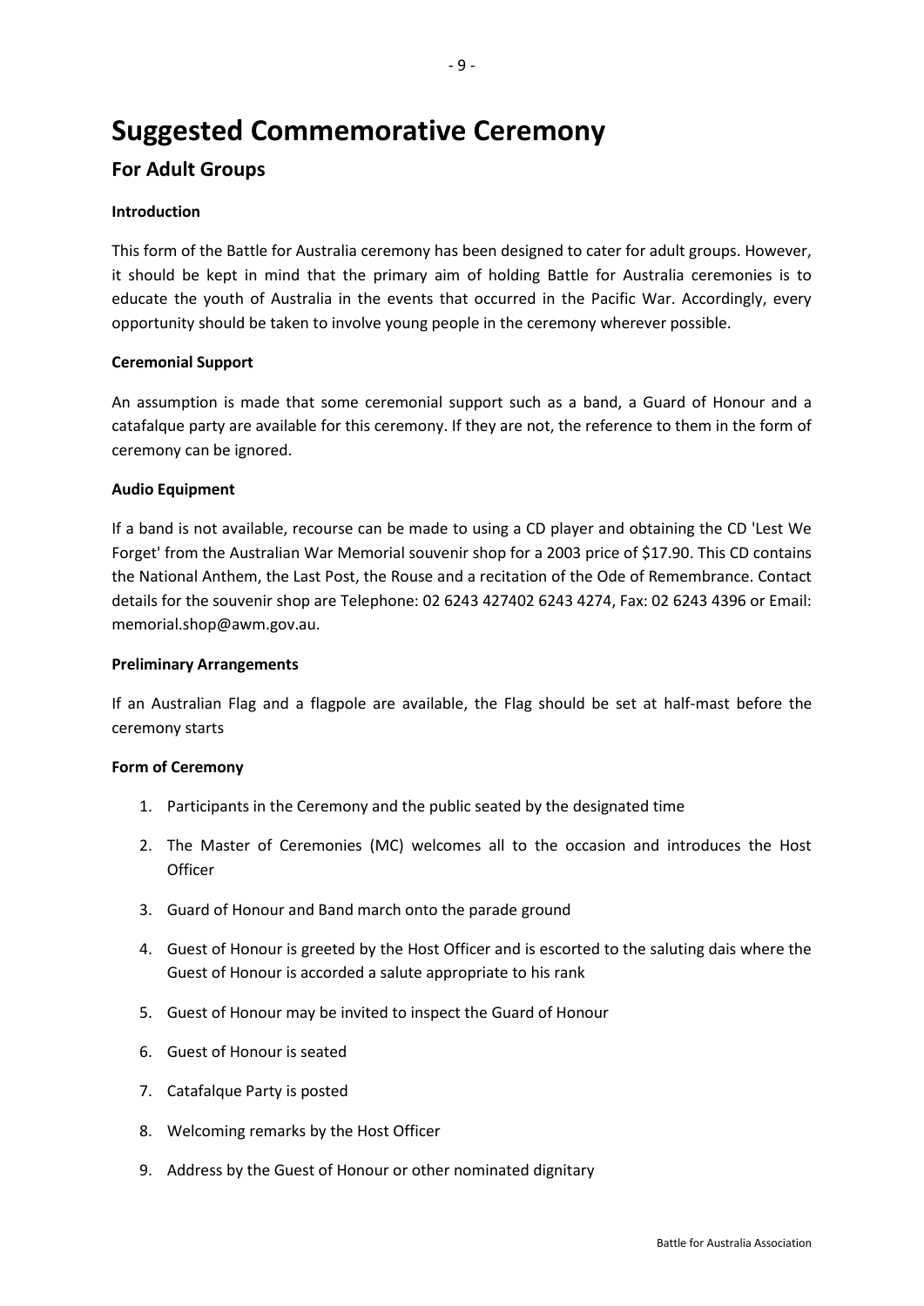# Suggested Commemorative Ceremony

## For Adult Groups

**Introduction**

This form of the Battle for Australia ceremony has been designed to cater for adult groups. However, it should be kept in mind that the primary aim of holding Battle for Australia ceremonies is to educate the youth of Australia in the events that occurred in the Pacific War. Accordingly, every opportunity should be taken to involve young people in the ceremony wherever possible.

**Ceremonial Support**

An assumption is made that some ceremonial support such as a band, a Guard of Honour and a catafalque party are available for this ceremony. If they are not, the reference to them in the form of ceremony can be ignored.

**Audio Equipment**

If a band is not available, recourse can be made to using a CD player and obtaining the CD 'Lest We Forget' from the Australian War Memorial souvenir shop for a 2003 price of $17.90. This CD contains the National Anthem, the Last Post, the Rouse and a recitation of the Ode of Remembrance. Contact details for the souvenir shop are Telephone: 02 6243 427402 6243 4274, Fax: 02 6243 4396 or Email: memorial.shop@awm.gov.au.

**Preliminary Arrangements**

If an Australian Flag and a flagpole are available, the Flag should be set at half-mast before the ceremony starts

**Form of Ceremony**

1. Participants in the Ceremony and the public seated by the designated time
2. The Master of Ceremonies (MC) welcomes all to the occasion and introduces the Host Officer
3. Guard of Honour and Band march onto the parade ground
4. Guest of Honour is greeted by the Host Officer and is escorted to the saluting dais where the Guest of Honour is accorded a salute appropriate to his rank
5. Guest of Honour may be invited to inspect the Guard of Honour
6. Guest of Honour is seated
7. Catafalque Party is posted
8. Welcoming remarks by the Host Officer
9. Address by the Guest of Honour or other nominated dignitary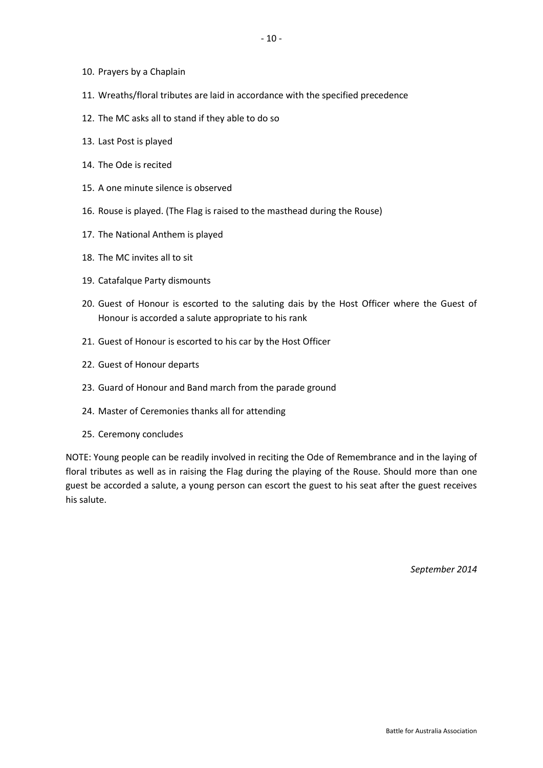10. Prayers by a Chaplain
11. Wreaths/floral tributes are laid in accordance with the specified precedence
12. The MC asks all to stand if they able to do so
13. Last Post is played
14. The Ode is recited
15. A one minute silence is observed
16. Rouse is played. (The Flag is raised to the masthead during the Rouse)
17. The National Anthem is played
18. The MC invites all to sit
19. Catafalque Party dismounts
20. Guest of Honour is escorted to the saluting dais by the Host Officer where the Guest of Honour is accorded a salute appropriate to his rank
21. Guest of Honour is escorted to his car by the Host Officer
22. Guest of Honour departs
23. Guard of Honour and Band march from the parade ground
24. Master of Ceremonies thanks all for attending
25. Ceremony concludes

NOTE: Young people can be readily involved in reciting the Ode of Remembrance and in the laying of floral tributes as well as in raising the Flag during the playing of the Rouse. Should more than one guest be accorded a salute, a young person can escort the guest to his seat after the guest receives his salute.

*September 2014*

Battle for Australia Association